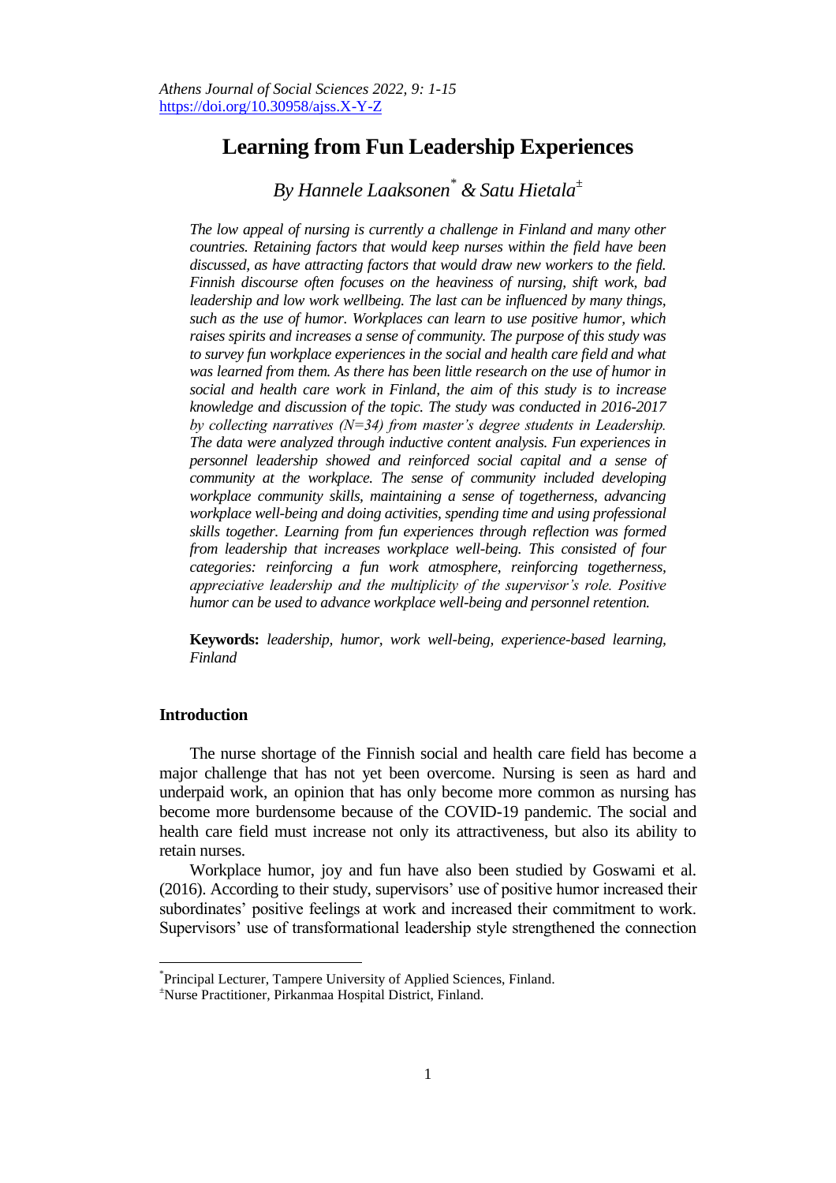# Learning from Fun Leadership Experiences

*By Hannele Laaksonen[*] & Satu Hietala[±]*

*The low appeal of nursing is currently a challenge in Finland and many other countries. Retaining factors that would keep nurses within the field have been discussed, as have attracting factors that would draw new workers to the field. Finnish discourse often focuses on the heaviness of nursing, shift work, bad leadership and low work wellbeing. The last can be influenced by many things, such as the use of humor. Workplaces can learn to use positive humor, which raises spirits and increases a sense of community. The purpose of this study was to survey fun workplace experiences in the social and health care field and what was learned from them. As there has been little research on the use of humor in social and health care work in Finland, the aim of this study is to increase knowledge and discussion of the topic. The study was conducted in 2016-2017 by collecting narratives (N=34) from master's degree students in Leadership. The data were analyzed through inductive content analysis. Fun experiences in personnel leadership showed and reinforced social capital and a sense of community at the workplace. The sense of community included developing workplace community skills, maintaining a sense of togetherness, advancing workplace well-being and doing activities, spending time and using professional skills together. Learning from fun experiences through reflection was formed from leadership that increases workplace well-being. This consisted of four categories: reinforcing a fun work atmosphere, reinforcing togetherness, appreciative leadership and the multiplicity of the supervisor's role. Positive humor can be used to advance workplace well-being and personnel retention.*

**Keywords:** *leadership, humor, work well-being, experience-based learning, Finland*

## Introduction

The nurse shortage of the Finnish social and health care field has become a major challenge that has not yet been overcome. Nursing is seen as hard and underpaid work, an opinion that has only become more common as nursing has become more burdensome because of the COVID-19 pandemic. The social and health care field must increase not only its attractiveness, but also its ability to retain nurses.

Workplace humor, joy and fun have also been studied by Goswami et al. (2016). According to their study, supervisors' use of positive humor increased their subordinates' positive feelings at work and increased their commitment to work. Supervisors' use of transformational leadership style strengthened the connection

---

[*] Principal Lecturer, Tampere University of Applied Sciences, Finland.

[±] Nurse Practitioner, Pirkanmaa Hospital District, Finland.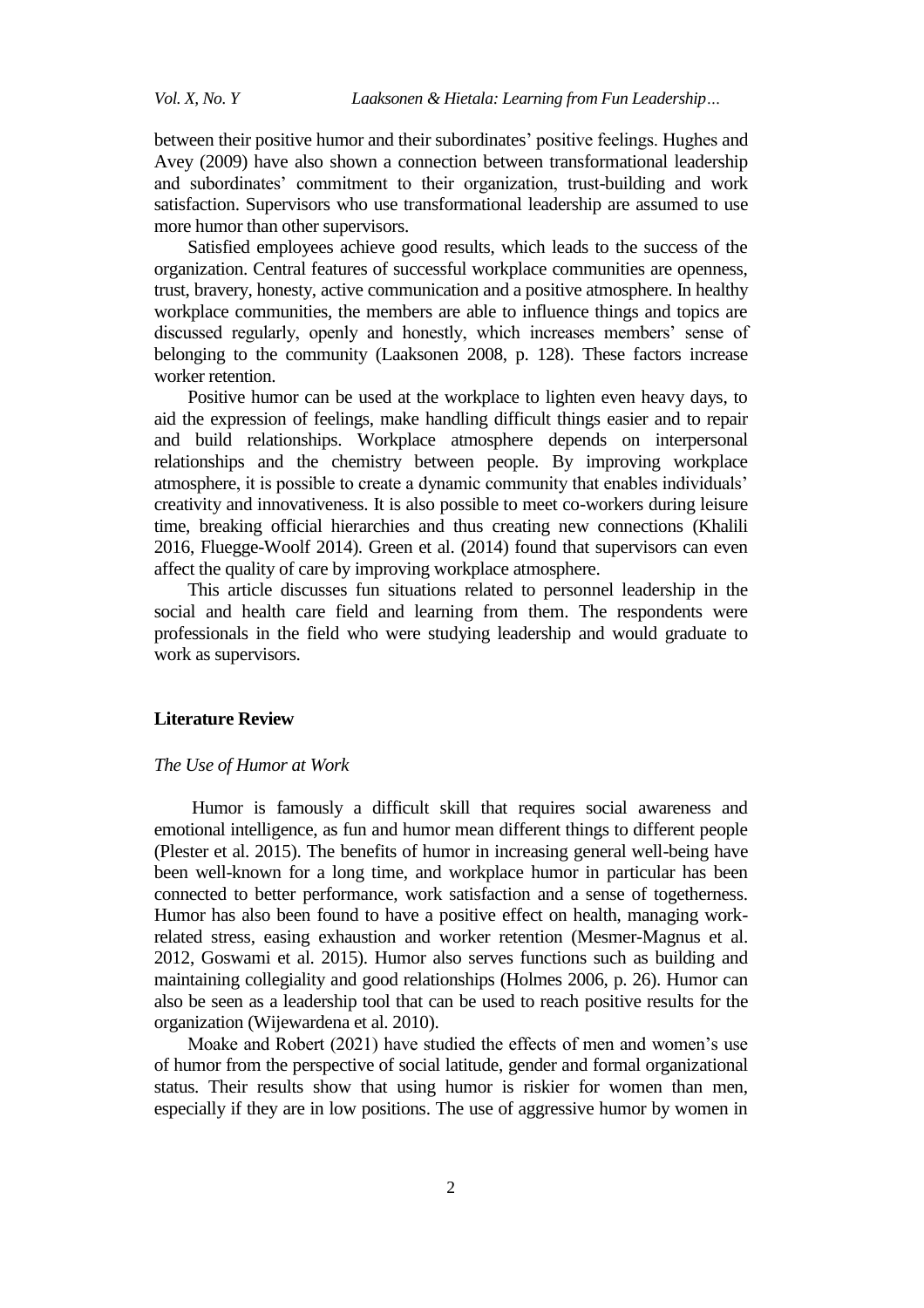between their positive humor and their subordinates' positive feelings. Hughes and Avey (2009) have also shown a connection between transformational leadership and subordinates' commitment to their organization, trust-building and work satisfaction. Supervisors who use transformational leadership are assumed to use more humor than other supervisors.

Satisfied employees achieve good results, which leads to the success of the organization. Central features of successful workplace communities are openness, trust, bravery, honesty, active communication and a positive atmosphere. In healthy workplace communities, the members are able to influence things and topics are discussed regularly, openly and honestly, which increases members' sense of belonging to the community (Laaksonen 2008, p. 128). These factors increase worker retention.

Positive humor can be used at the workplace to lighten even heavy days, to aid the expression of feelings, make handling difficult things easier and to repair and build relationships. Workplace atmosphere depends on interpersonal relationships and the chemistry between people. By improving workplace atmosphere, it is possible to create a dynamic community that enables individuals' creativity and innovativeness. It is also possible to meet co-workers during leisure time, breaking official hierarchies and thus creating new connections (Khalili 2016, Fluegge-Woolf 2014). Green et al. (2014) found that supervisors can even affect the quality of care by improving workplace atmosphere.

This article discusses fun situations related to personnel leadership in the social and health care field and learning from them. The respondents were professionals in the field who were studying leadership and would graduate to work as supervisors.

## Literature Review

### *The Use of Humor at Work*

Humor is famously a difficult skill that requires social awareness and emotional intelligence, as fun and humor mean different things to different people (Plester et al. 2015). The benefits of humor in increasing general well-being have been well-known for a long time, and workplace humor in particular has been connected to better performance, work satisfaction and a sense of togetherness. Humor has also been found to have a positive effect on health, managing work-related stress, easing exhaustion and worker retention (Mesmer-Magnus et al. 2012, Goswami et al. 2015). Humor also serves functions such as building and maintaining collegiality and good relationships (Holmes 2006, p. 26). Humor can also be seen as a leadership tool that can be used to reach positive results for the organization (Wijewardena et al. 2010).

Moake and Robert (2021) have studied the effects of men and women's use of humor from the perspective of social latitude, gender and formal organizational status. Their results show that using humor is riskier for women than men, especially if they are in low positions. The use of aggressive humor by women in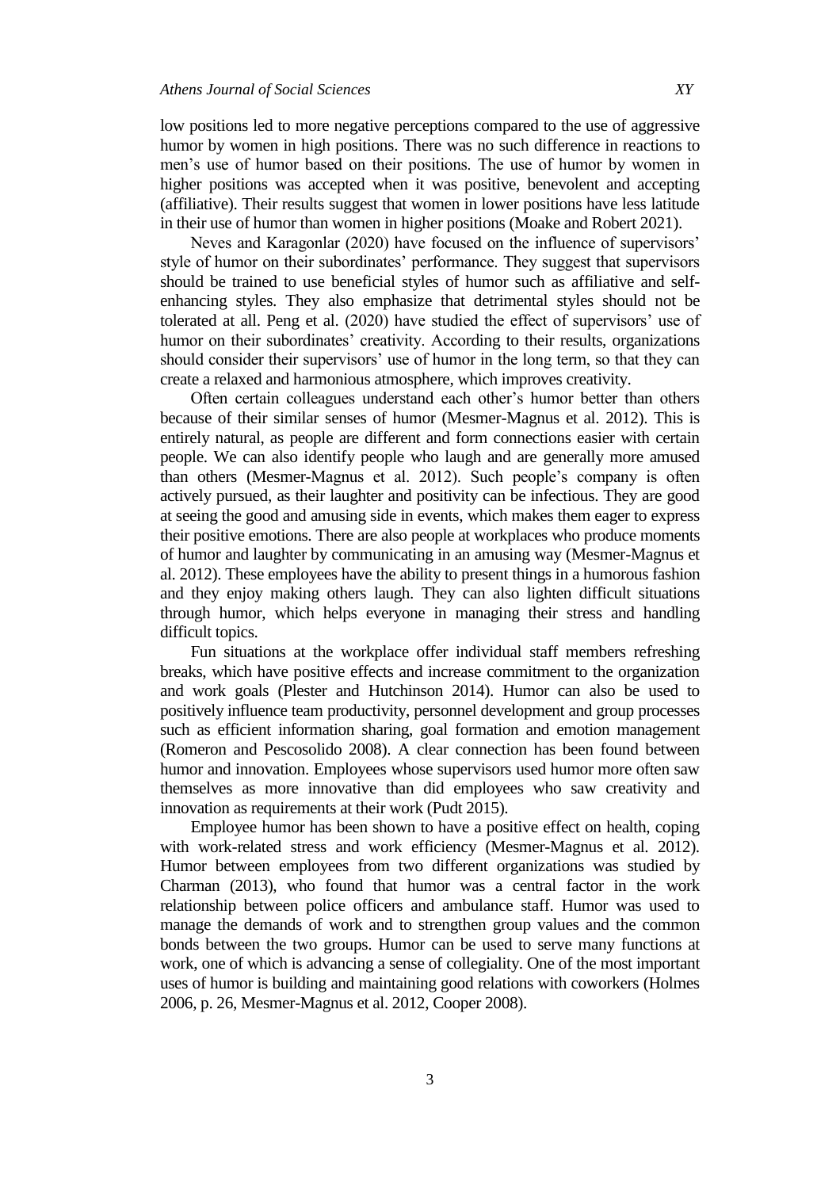low positions led to more negative perceptions compared to the use of aggressive humor by women in high positions. There was no such difference in reactions to men's use of humor based on their positions. The use of humor by women in higher positions was accepted when it was positive, benevolent and accepting (affiliative). Their results suggest that women in lower positions have less latitude in their use of humor than women in higher positions (Moake and Robert 2021).

Neves and Karagonlar (2020) have focused on the influence of supervisors' style of humor on their subordinates' performance. They suggest that supervisors should be trained to use beneficial styles of humor such as affiliative and self-enhancing styles. They also emphasize that detrimental styles should not be tolerated at all. Peng et al. (2020) have studied the effect of supervisors' use of humor on their subordinates' creativity. According to their results, organizations should consider their supervisors' use of humor in the long term, so that they can create a relaxed and harmonious atmosphere, which improves creativity.

Often certain colleagues understand each other's humor better than others because of their similar senses of humor (Mesmer-Magnus et al. 2012). This is entirely natural, as people are different and form connections easier with certain people. We can also identify people who laugh and are generally more amused than others (Mesmer-Magnus et al. 2012). Such people's company is often actively pursued, as their laughter and positivity can be infectious. They are good at seeing the good and amusing side in events, which makes them eager to express their positive emotions. There are also people at workplaces who produce moments of humor and laughter by communicating in an amusing way (Mesmer-Magnus et al. 2012). These employees have the ability to present things in a humorous fashion and they enjoy making others laugh. They can also lighten difficult situations through humor, which helps everyone in managing their stress and handling difficult topics.

Fun situations at the workplace offer individual staff members refreshing breaks, which have positive effects and increase commitment to the organization and work goals (Plester and Hutchinson 2014). Humor can also be used to positively influence team productivity, personnel development and group processes such as efficient information sharing, goal formation and emotion management (Romeron and Pescosolido 2008). A clear connection has been found between humor and innovation. Employees whose supervisors used humor more often saw themselves as more innovative than did employees who saw creativity and innovation as requirements at their work (Pudt 2015).

Employee humor has been shown to have a positive effect on health, coping with work-related stress and work efficiency (Mesmer-Magnus et al. 2012). Humor between employees from two different organizations was studied by Charman (2013), who found that humor was a central factor in the work relationship between police officers and ambulance staff. Humor was used to manage the demands of work and to strengthen group values and the common bonds between the two groups. Humor can be used to serve many functions at work, one of which is advancing a sense of collegiality. One of the most important uses of humor is building and maintaining good relations with coworkers (Holmes 2006, p. 26, Mesmer-Magnus et al. 2012, Cooper 2008).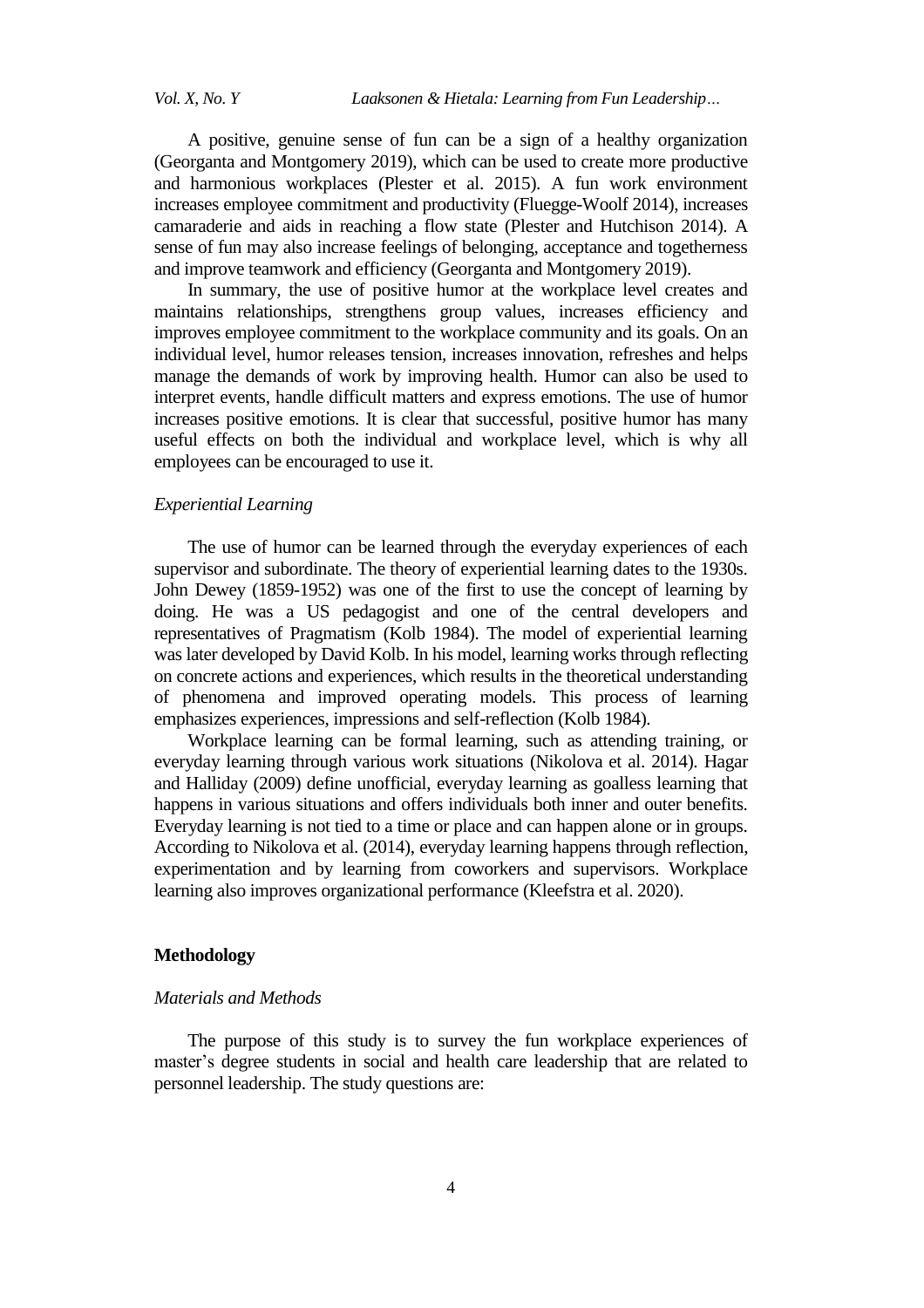A positive, genuine sense of fun can be a sign of a healthy organization (Georganta and Montgomery 2019), which can be used to create more productive and harmonious workplaces (Plester et al. 2015). A fun work environment increases employee commitment and productivity (Fluegge-Woolf 2014), increases camaraderie and aids in reaching a flow state (Plester and Hutchison 2014). A sense of fun may also increase feelings of belonging, acceptance and togetherness and improve teamwork and efficiency (Georganta and Montgomery 2019).

In summary, the use of positive humor at the workplace level creates and maintains relationships, strengthens group values, increases efficiency and improves employee commitment to the workplace community and its goals. On an individual level, humor releases tension, increases innovation, refreshes and helps manage the demands of work by improving health. Humor can also be used to interpret events, handle difficult matters and express emotions. The use of humor increases positive emotions. It is clear that successful, positive humor has many useful effects on both the individual and workplace level, which is why all employees can be encouraged to use it.

### *Experiential Learning*

The use of humor can be learned through the everyday experiences of each supervisor and subordinate. The theory of experiential learning dates to the 1930s. John Dewey (1859-1952) was one of the first to use the concept of learning by doing. He was a US pedagogist and one of the central developers and representatives of Pragmatism (Kolb 1984). The model of experiential learning was later developed by David Kolb. In his model, learning works through reflecting on concrete actions and experiences, which results in the theoretical understanding of phenomena and improved operating models. This process of learning emphasizes experiences, impressions and self-reflection (Kolb 1984).

Workplace learning can be formal learning, such as attending training, or everyday learning through various work situations (Nikolova et al. 2014). Hagar and Halliday (2009) define unofficial, everyday learning as goalless learning that happens in various situations and offers individuals both inner and outer benefits. Everyday learning is not tied to a time or place and can happen alone or in groups. According to Nikolova et al. (2014), everyday learning happens through reflection, experimentation and by learning from coworkers and supervisors. Workplace learning also improves organizational performance (Kleefstra et al. 2020).

## **Methodology**

### *Materials and Methods*

The purpose of this study is to survey the fun workplace experiences of master's degree students in social and health care leadership that are related to personnel leadership. The study questions are: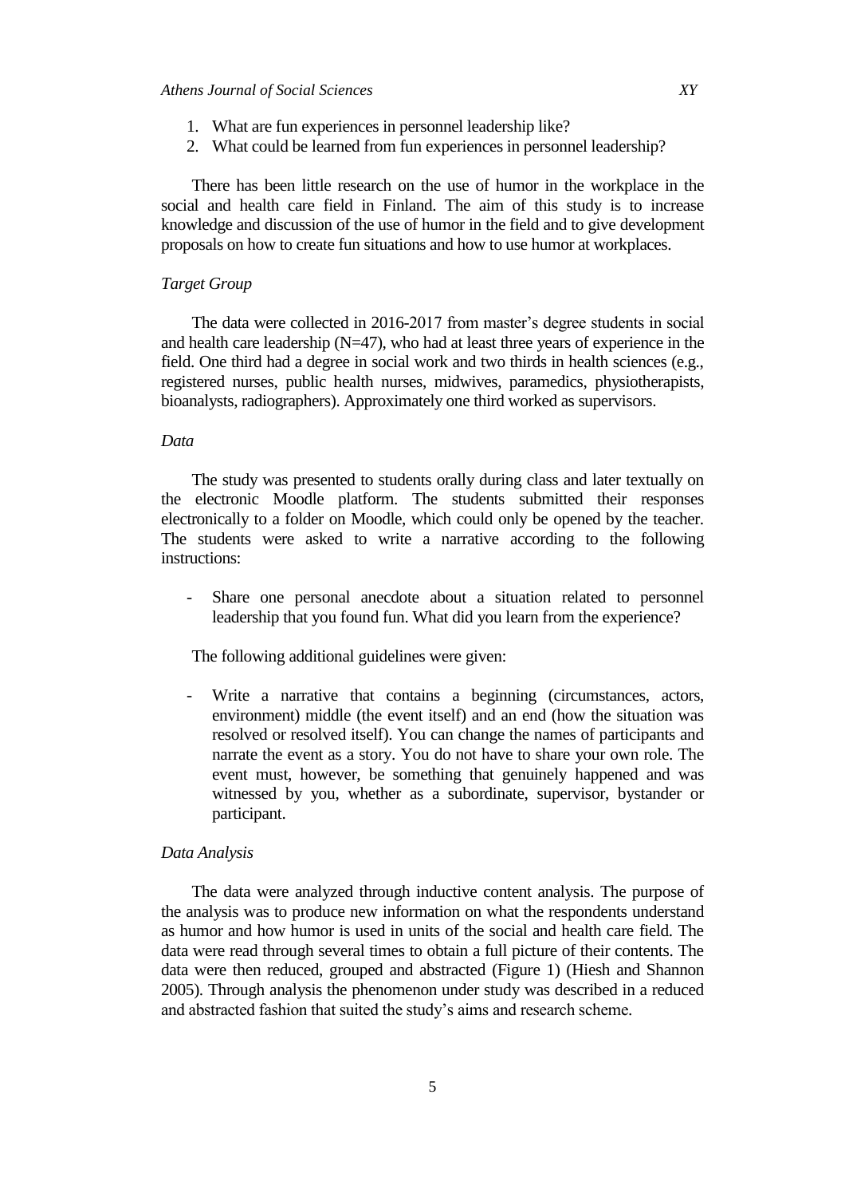1. What are fun experiences in personnel leadership like?
2. What could be learned from fun experiences in personnel leadership?

There has been little research on the use of humor in the workplace in the social and health care field in Finland. The aim of this study is to increase knowledge and discussion of the use of humor in the field and to give development proposals on how to create fun situations and how to use humor at workplaces.

*Target Group*

The data were collected in 2016-2017 from master's degree students in social and health care leadership (N=47), who had at least three years of experience in the field. One third had a degree in social work and two thirds in health sciences (e.g., registered nurses, public health nurses, midwives, paramedics, physiotherapists, bioanalysts, radiographers). Approximately one third worked as supervisors.

*Data*

The study was presented to students orally during class and later textually on the electronic Moodle platform. The students submitted their responses electronically to a folder on Moodle, which could only be opened by the teacher. The students were asked to write a narrative according to the following instructions:

- Share one personal anecdote about a situation related to personnel leadership that you found fun. What did you learn from the experience?

The following additional guidelines were given:

- Write a narrative that contains a beginning (circumstances, actors, environment) middle (the event itself) and an end (how the situation was resolved or resolved itself). You can change the names of participants and narrate the event as a story. You do not have to share your own role. The event must, however, be something that genuinely happened and was witnessed by you, whether as a subordinate, supervisor, bystander or participant.

*Data Analysis*

The data were analyzed through inductive content analysis. The purpose of the analysis was to produce new information on what the respondents understand as humor and how humor is used in units of the social and health care field. The data were read through several times to obtain a full picture of their contents. The data were then reduced, grouped and abstracted (Figure 1) (Hiesh and Shannon 2005). Through analysis the phenomenon under study was described in a reduced and abstracted fashion that suited the study's aims and research scheme.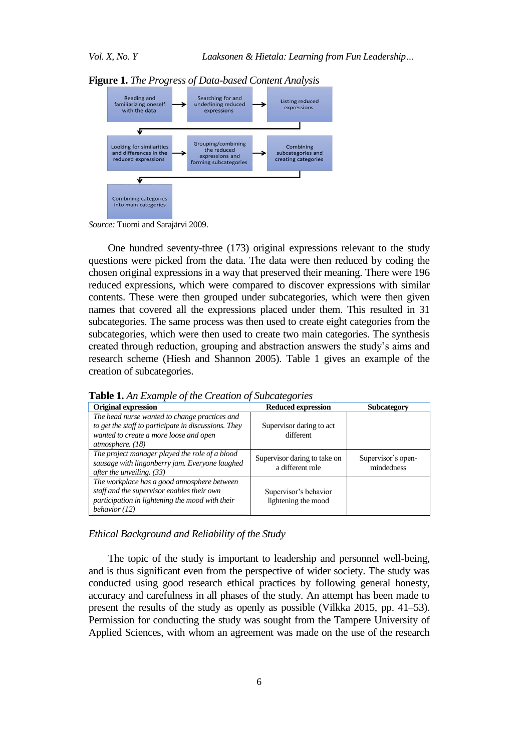**Figure 1.** *The Progress of Data-based Content Analysis*

Reading and familiarizing oneself with the data → Searching for and underlining reduced expressions → Listing reduced expressions

↓

Looking for similarities and differences in the reduced expressions → Grouping/combining the reduced expressions and forming subcategories → Combining subcategories and creating categories

↓

Combining categories into main categories

*Source:* Tuomi and Sarajärvi 2009.

One hundred seventy-three (173) original expressions relevant to the study questions were picked from the data. The data were then reduced by coding the chosen original expressions in a way that preserved their meaning. There were 196 reduced expressions, which were compared to discover expressions with similar contents. These were then grouped under subcategories, which were then given names that covered all the expressions placed under them. This resulted in 31 subcategories. The same process was then used to create eight categories from the subcategories, which were then used to create two main categories. The synthesis created through reduction, grouping and abstraction answers the study's aims and research scheme (Hiesh and Shannon 2005). Table 1 gives an example of the creation of subcategories.

**Table 1.** *An Example of the Creation of Subcategories*

| Original expression | Reduced expression | Subcategory |
|---|---|---|
| *The head nurse wanted to change practices and to get the staff to participate in discussions. They wanted to create a more loose and open atmosphere. (18)* | Supervisor daring to act different | |
| *The project manager played the role of a blood sausage with lingonberry jam. Everyone laughed after the unveiling. (33)* | Supervisor daring to take on a different role | Supervisor's open-mindedness |
| *The workplace has a good atmosphere between staff and the supervisor enables their own participation in lightening the mood with their behavior (12)* | Supervisor's behavior lightening the mood | |

### *Ethical Background and Reliability of the Study*

The topic of the study is important to leadership and personnel well-being, and is thus significant even from the perspective of wider society. The study was conducted using good research ethical practices by following general honesty, accuracy and carefulness in all phases of the study. An attempt has been made to present the results of the study as openly as possible (Vilkka 2015, pp. 41–53). Permission for conducting the study was sought from the Tampere University of Applied Sciences, with whom an agreement was made on the use of the research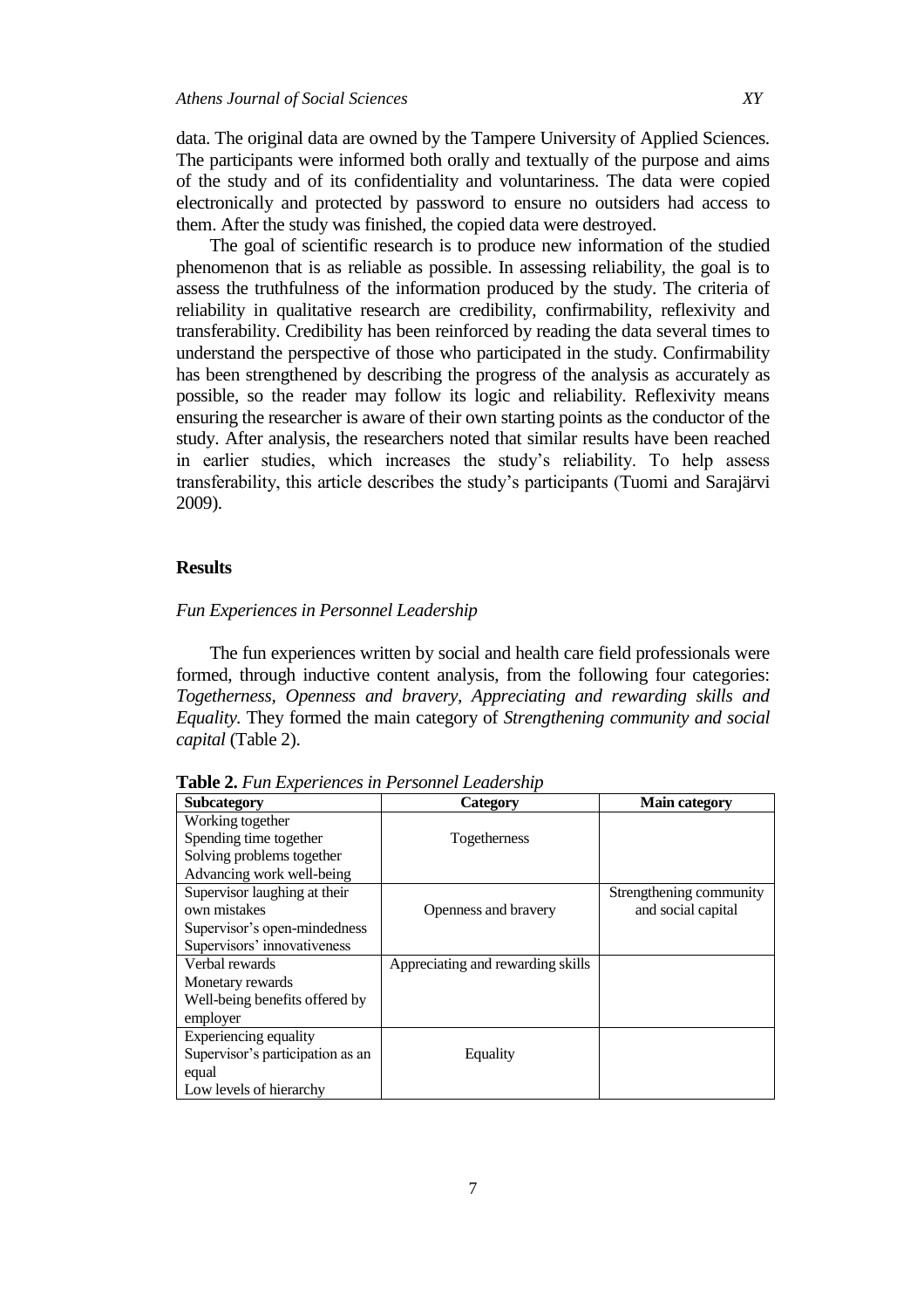data. The original data are owned by the Tampere University of Applied Sciences. The participants were informed both orally and textually of the purpose and aims of the study and of its confidentiality and voluntariness. The data were copied electronically and protected by password to ensure no outsiders had access to them. After the study was finished, the copied data were destroyed.

The goal of scientific research is to produce new information of the studied phenomenon that is as reliable as possible. In assessing reliability, the goal is to assess the truthfulness of the information produced by the study. The criteria of reliability in qualitative research are credibility, confirmability, reflexivity and transferability. Credibility has been reinforced by reading the data several times to understand the perspective of those who participated in the study. Confirmability has been strengthened by describing the progress of the analysis as accurately as possible, so the reader may follow its logic and reliability. Reflexivity means ensuring the researcher is aware of their own starting points as the conductor of the study. After analysis, the researchers noted that similar results have been reached in earlier studies, which increases the study's reliability. To help assess transferability, this article describes the study's participants (Tuomi and Sarajärvi 2009).

## Results

### *Fun Experiences in Personnel Leadership*

The fun experiences written by social and health care field professionals were formed, through inductive content analysis, from the following four categories: *Togetherness, Openness and bravery, Appreciating and rewarding skills and Equality.* They formed the main category of *Strengthening community and social capital* (Table 2).

**Table 2.** *Fun Experiences in Personnel Leadership*

| Subcategory | Category | Main category |
|---|---|---|
| Working together<br>Spending time together<br>Solving problems together<br>Advancing work well-being | Togetherness | |
| Supervisor laughing at their own mistakes<br>Supervisor's open-mindedness<br>Supervisors' innovativeness | Openness and bravery | Strengthening community and social capital |
| Verbal rewards<br>Monetary rewards<br>Well-being benefits offered by employer | Appreciating and rewarding skills | |
| Experiencing equality<br>Supervisor's participation as an equal<br>Low levels of hierarchy | Equality | |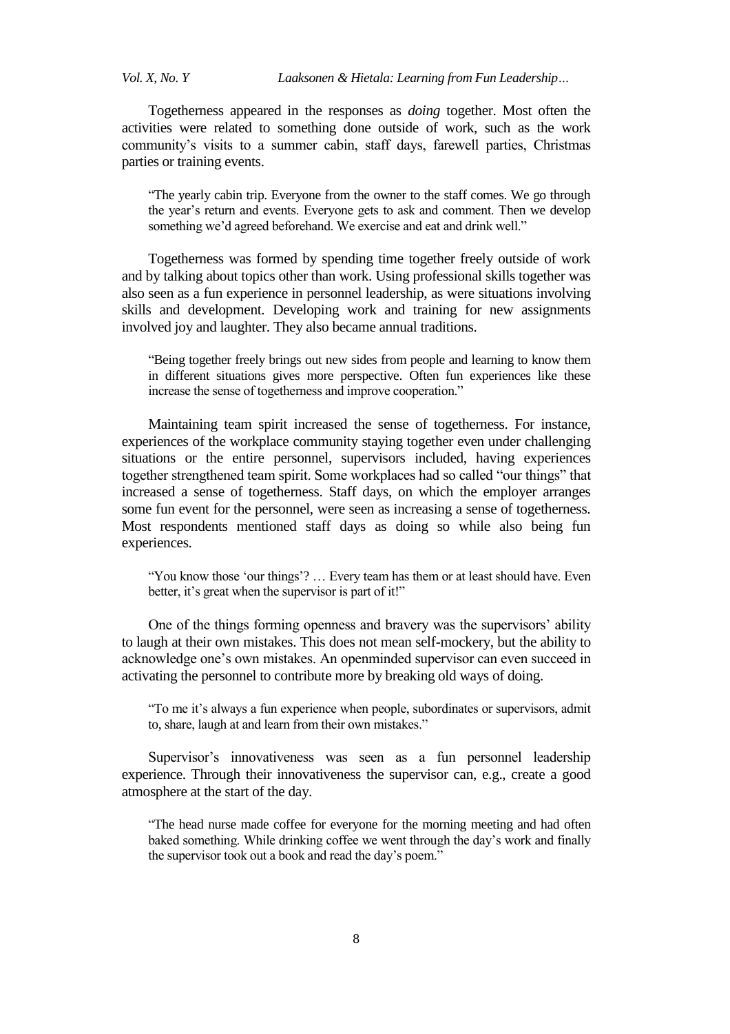Togetherness appeared in the responses as *doing* together. Most often the activities were related to something done outside of work, such as the work community's visits to a summer cabin, staff days, farewell parties, Christmas parties or training events.

> "The yearly cabin trip. Everyone from the owner to the staff comes. We go through the year's return and events. Everyone gets to ask and comment. Then we develop something we'd agreed beforehand. We exercise and eat and drink well."

Togetherness was formed by spending time together freely outside of work and by talking about topics other than work. Using professional skills together was also seen as a fun experience in personnel leadership, as were situations involving skills and development. Developing work and training for new assignments involved joy and laughter. They also became annual traditions.

> "Being together freely brings out new sides from people and learning to know them in different situations gives more perspective. Often fun experiences like these increase the sense of togetherness and improve cooperation."

Maintaining team spirit increased the sense of togetherness. For instance, experiences of the workplace community staying together even under challenging situations or the entire personnel, supervisors included, having experiences together strengthened team spirit. Some workplaces had so called "our things" that increased a sense of togetherness. Staff days, on which the employer arranges some fun event for the personnel, were seen as increasing a sense of togetherness. Most respondents mentioned staff days as doing so while also being fun experiences.

> "You know those 'our things'? … Every team has them or at least should have. Even better, it's great when the supervisor is part of it!"

One of the things forming openness and bravery was the supervisors' ability to laugh at their own mistakes. This does not mean self-mockery, but the ability to acknowledge one's own mistakes. An openminded supervisor can even succeed in activating the personnel to contribute more by breaking old ways of doing.

> "To me it's always a fun experience when people, subordinates or supervisors, admit to, share, laugh at and learn from their own mistakes."

Supervisor's innovativeness was seen as a fun personnel leadership experience. Through their innovativeness the supervisor can, e.g., create a good atmosphere at the start of the day.

> "The head nurse made coffee for everyone for the morning meeting and had often baked something. While drinking coffee we went through the day's work and finally the supervisor took out a book and read the day's poem."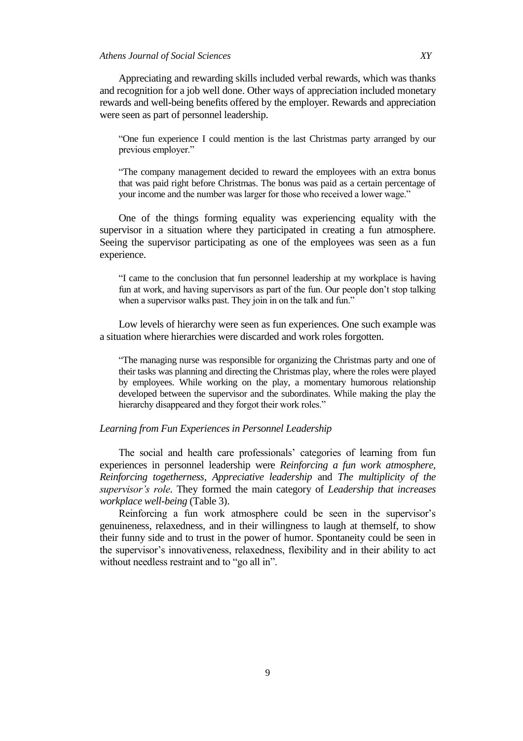Appreciating and rewarding skills included verbal rewards, which was thanks and recognition for a job well done. Other ways of appreciation included monetary rewards and well-being benefits offered by the employer. Rewards and appreciation were seen as part of personnel leadership.

> "One fun experience I could mention is the last Christmas party arranged by our previous employer."

> "The company management decided to reward the employees with an extra bonus that was paid right before Christmas. The bonus was paid as a certain percentage of your income and the number was larger for those who received a lower wage."

One of the things forming equality was experiencing equality with the supervisor in a situation where they participated in creating a fun atmosphere. Seeing the supervisor participating as one of the employees was seen as a fun experience.

> "I came to the conclusion that fun personnel leadership at my workplace is having fun at work, and having supervisors as part of the fun. Our people don't stop talking when a supervisor walks past. They join in on the talk and fun."

Low levels of hierarchy were seen as fun experiences. One such example was a situation where hierarchies were discarded and work roles forgotten.

> "The managing nurse was responsible for organizing the Christmas party and one of their tasks was planning and directing the Christmas play, where the roles were played by employees. While working on the play, a momentary humorous relationship developed between the supervisor and the subordinates. While making the play the hierarchy disappeared and they forgot their work roles."

### *Learning from Fun Experiences in Personnel Leadership*

The social and health care professionals' categories of learning from fun experiences in personnel leadership were *Reinforcing a fun work atmosphere, Reinforcing togetherness*, *Appreciative leadership* and *The multiplicity of the supervisor's role*. They formed the main category of *Leadership that increases workplace well-being* (Table 3).

Reinforcing a fun work atmosphere could be seen in the supervisor's genuineness, relaxedness, and in their willingness to laugh at themself, to show their funny side and to trust in the power of humor. Spontaneity could be seen in the supervisor's innovativeness, relaxedness, flexibility and in their ability to act without needless restraint and to "go all in".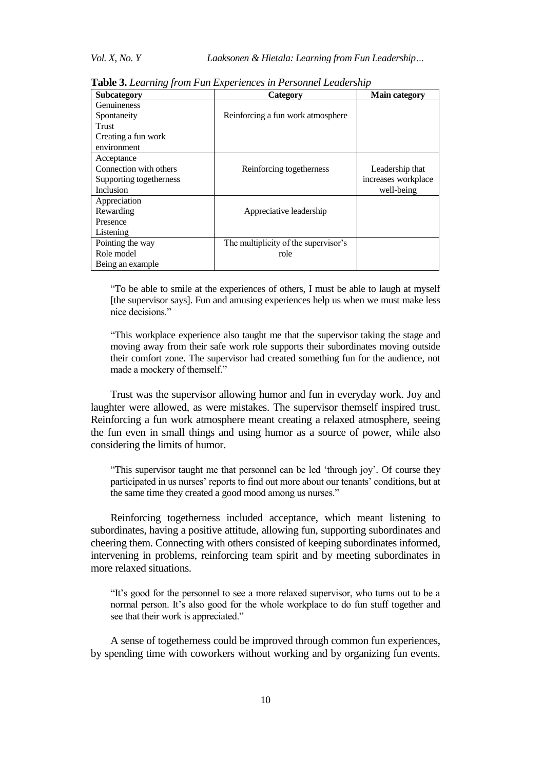**Table 3.** *Learning from Fun Experiences in Personnel Leadership*

| Subcategory | Category | Main category |
|---|---|---|
| Genuineness<br>Spontaneity<br>Trust<br>Creating a fun work environment | Reinforcing a fun work atmosphere | |
| Acceptance<br>Connection with others<br>Supporting togetherness<br>Inclusion | Reinforcing togetherness | Leadership that increases workplace well-being |
| Appreciation<br>Rewarding<br>Presence<br>Listening | Appreciative leadership | |
| Pointing the way<br>Role model<br>Being an example | The multiplicity of the supervisor's role | |

> "To be able to smile at the experiences of others, I must be able to laugh at myself [the supervisor says]. Fun and amusing experiences help us when we must make less nice decisions."

> "This workplace experience also taught me that the supervisor taking the stage and moving away from their safe work role supports their subordinates moving outside their comfort zone. The supervisor had created something fun for the audience, not made a mockery of themself."

Trust was the supervisor allowing humor and fun in everyday work. Joy and laughter were allowed, as were mistakes. The supervisor themself inspired trust. Reinforcing a fun work atmosphere meant creating a relaxed atmosphere, seeing the fun even in small things and using humor as a source of power, while also considering the limits of humor.

> "This supervisor taught me that personnel can be led 'through joy'. Of course they participated in us nurses' reports to find out more about our tenants' conditions, but at the same time they created a good mood among us nurses."

Reinforcing togetherness included acceptance, which meant listening to subordinates, having a positive attitude, allowing fun, supporting subordinates and cheering them. Connecting with others consisted of keeping subordinates informed, intervening in problems, reinforcing team spirit and by meeting subordinates in more relaxed situations.

> "It's good for the personnel to see a more relaxed supervisor, who turns out to be a normal person. It's also good for the whole workplace to do fun stuff together and see that their work is appreciated."

A sense of togetherness could be improved through common fun experiences, by spending time with coworkers without working and by organizing fun events.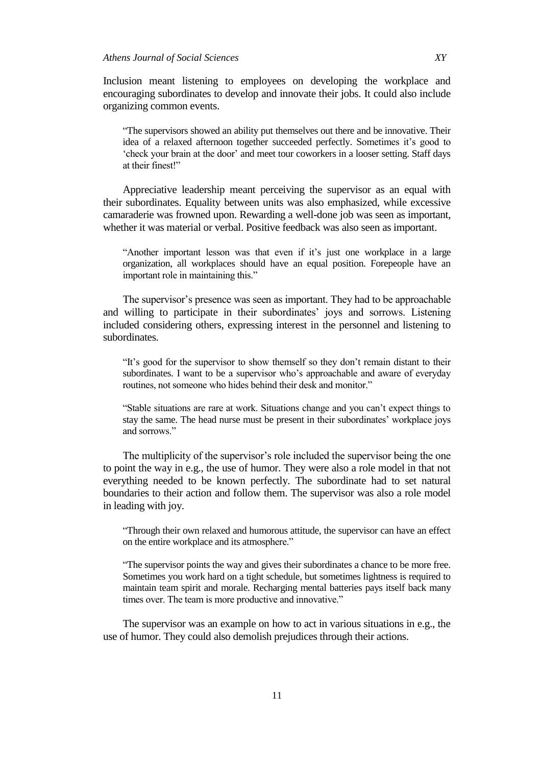Inclusion meant listening to employees on developing the workplace and encouraging subordinates to develop and innovate their jobs. It could also include organizing common events.

> "The supervisors showed an ability put themselves out there and be innovative. Their idea of a relaxed afternoon together succeeded perfectly. Sometimes it's good to 'check your brain at the door' and meet tour coworkers in a looser setting. Staff days at their finest!"

Appreciative leadership meant perceiving the supervisor as an equal with their subordinates. Equality between units was also emphasized, while excessive camaraderie was frowned upon. Rewarding a well-done job was seen as important, whether it was material or verbal. Positive feedback was also seen as important.

> "Another important lesson was that even if it's just one workplace in a large organization, all workplaces should have an equal position. Forepeople have an important role in maintaining this."

The supervisor's presence was seen as important. They had to be approachable and willing to participate in their subordinates' joys and sorrows. Listening included considering others, expressing interest in the personnel and listening to subordinates.

> "It's good for the supervisor to show themself so they don't remain distant to their subordinates. I want to be a supervisor who's approachable and aware of everyday routines, not someone who hides behind their desk and monitor."

> "Stable situations are rare at work. Situations change and you can't expect things to stay the same. The head nurse must be present in their subordinates' workplace joys and sorrows."

The multiplicity of the supervisor's role included the supervisor being the one to point the way in e.g., the use of humor. They were also a role model in that not everything needed to be known perfectly. The subordinate had to set natural boundaries to their action and follow them. The supervisor was also a role model in leading with joy.

> "Through their own relaxed and humorous attitude, the supervisor can have an effect on the entire workplace and its atmosphere."

> "The supervisor points the way and gives their subordinates a chance to be more free. Sometimes you work hard on a tight schedule, but sometimes lightness is required to maintain team spirit and morale. Recharging mental batteries pays itself back many times over. The team is more productive and innovative."

The supervisor was an example on how to act in various situations in e.g., the use of humor. They could also demolish prejudices through their actions.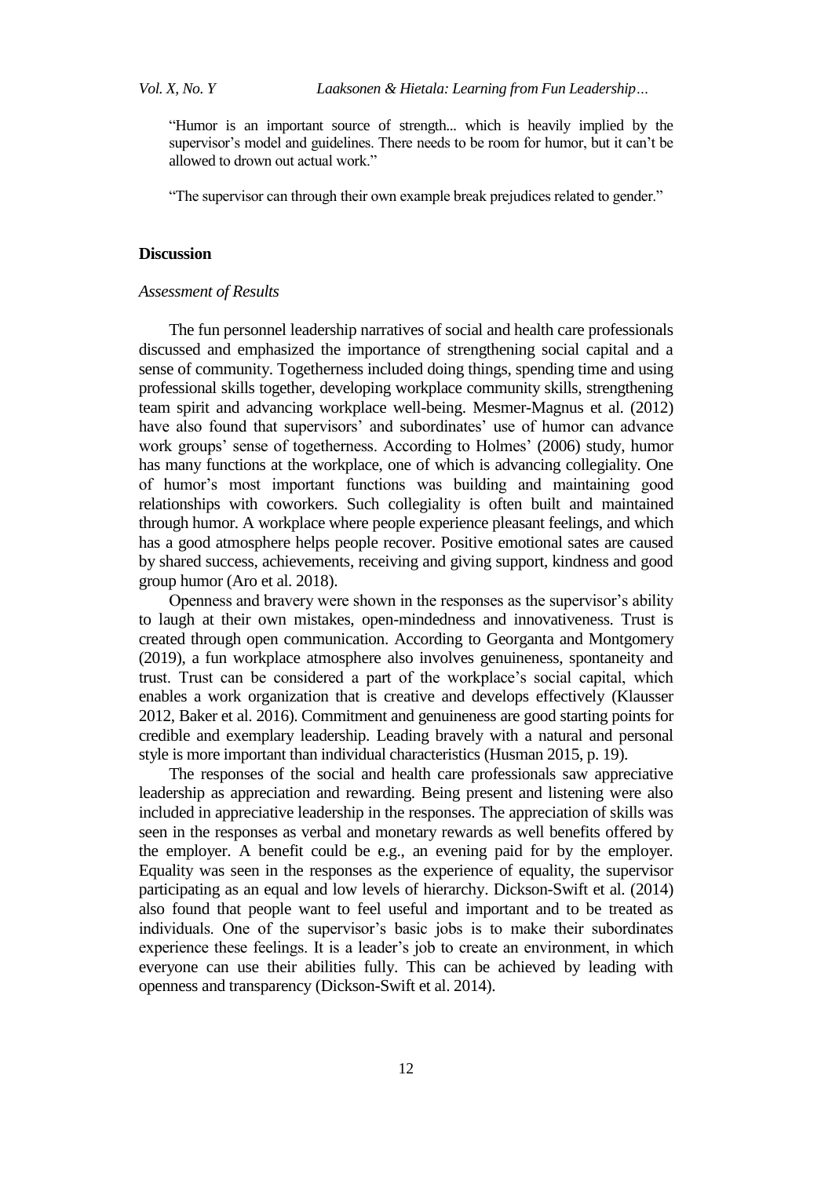"Humor is an important source of strength... which is heavily implied by the supervisor's model and guidelines. There needs to be room for humor, but it can't be allowed to drown out actual work."

"The supervisor can through their own example break prejudices related to gender."

## Discussion

### *Assessment of Results*

The fun personnel leadership narratives of social and health care professionals discussed and emphasized the importance of strengthening social capital and a sense of community. Togetherness included doing things, spending time and using professional skills together, developing workplace community skills, strengthening team spirit and advancing workplace well-being. Mesmer-Magnus et al. (2012) have also found that supervisors' and subordinates' use of humor can advance work groups' sense of togetherness. According to Holmes' (2006) study, humor has many functions at the workplace, one of which is advancing collegiality. One of humor's most important functions was building and maintaining good relationships with coworkers. Such collegiality is often built and maintained through humor. A workplace where people experience pleasant feelings, and which has a good atmosphere helps people recover. Positive emotional sates are caused by shared success, achievements, receiving and giving support, kindness and good group humor (Aro et al. 2018).

Openness and bravery were shown in the responses as the supervisor's ability to laugh at their own mistakes, open-mindedness and innovativeness. Trust is created through open communication. According to Georganta and Montgomery (2019), a fun workplace atmosphere also involves genuineness, spontaneity and trust. Trust can be considered a part of the workplace's social capital, which enables a work organization that is creative and develops effectively (Klausser 2012, Baker et al. 2016). Commitment and genuineness are good starting points for credible and exemplary leadership. Leading bravely with a natural and personal style is more important than individual characteristics (Husman 2015, p. 19).

The responses of the social and health care professionals saw appreciative leadership as appreciation and rewarding. Being present and listening were also included in appreciative leadership in the responses. The appreciation of skills was seen in the responses as verbal and monetary rewards as well benefits offered by the employer. A benefit could be e.g., an evening paid for by the employer. Equality was seen in the responses as the experience of equality, the supervisor participating as an equal and low levels of hierarchy. Dickson-Swift et al. (2014) also found that people want to feel useful and important and to be treated as individuals. One of the supervisor's basic jobs is to make their subordinates experience these feelings. It is a leader's job to create an environment, in which everyone can use their abilities fully. This can be achieved by leading with openness and transparency (Dickson-Swift et al. 2014).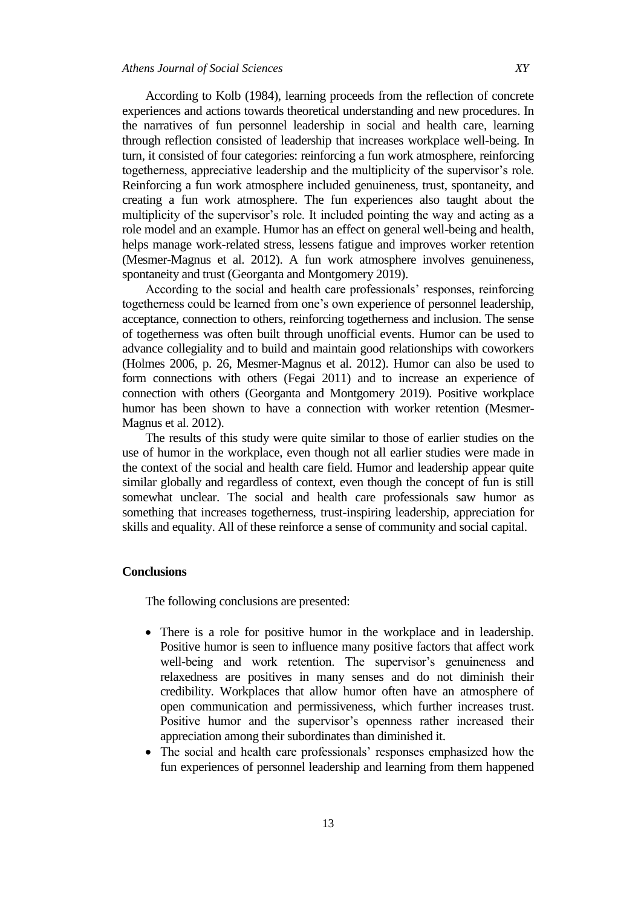According to Kolb (1984), learning proceeds from the reflection of concrete experiences and actions towards theoretical understanding and new procedures. In the narratives of fun personnel leadership in social and health care, learning through reflection consisted of leadership that increases workplace well-being. In turn, it consisted of four categories: reinforcing a fun work atmosphere, reinforcing togetherness, appreciative leadership and the multiplicity of the supervisor's role. Reinforcing a fun work atmosphere included genuineness, trust, spontaneity, and creating a fun work atmosphere. The fun experiences also taught about the multiplicity of the supervisor's role. It included pointing the way and acting as a role model and an example. Humor has an effect on general well-being and health, helps manage work-related stress, lessens fatigue and improves worker retention (Mesmer-Magnus et al. 2012). A fun work atmosphere involves genuineness, spontaneity and trust (Georganta and Montgomery 2019).

According to the social and health care professionals' responses, reinforcing togetherness could be learned from one's own experience of personnel leadership, acceptance, connection to others, reinforcing togetherness and inclusion. The sense of togetherness was often built through unofficial events. Humor can be used to advance collegiality and to build and maintain good relationships with coworkers (Holmes 2006, p. 26, Mesmer-Magnus et al. 2012). Humor can also be used to form connections with others (Fegai 2011) and to increase an experience of connection with others (Georganta and Montgomery 2019). Positive workplace humor has been shown to have a connection with worker retention (Mesmer-Magnus et al. 2012).

The results of this study were quite similar to those of earlier studies on the use of humor in the workplace, even though not all earlier studies were made in the context of the social and health care field. Humor and leadership appear quite similar globally and regardless of context, even though the concept of fun is still somewhat unclear. The social and health care professionals saw humor as something that increases togetherness, trust-inspiring leadership, appreciation for skills and equality. All of these reinforce a sense of community and social capital.

## Conclusions

The following conclusions are presented:

- There is a role for positive humor in the workplace and in leadership. Positive humor is seen to influence many positive factors that affect work well-being and work retention. The supervisor's genuineness and relaxedness are positives in many senses and do not diminish their credibility. Workplaces that allow humor often have an atmosphere of open communication and permissiveness, which further increases trust. Positive humor and the supervisor's openness rather increased their appreciation among their subordinates than diminished it.
- The social and health care professionals' responses emphasized how the fun experiences of personnel leadership and learning from them happened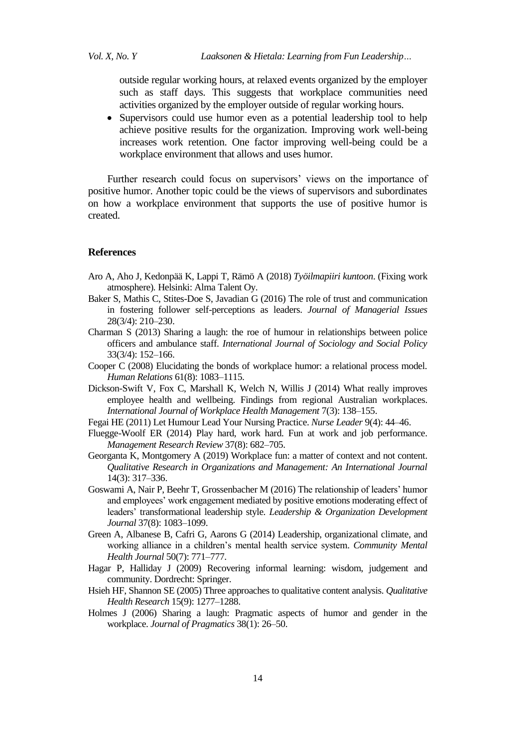outside regular working hours, at relaxed events organized by the employer such as staff days. This suggests that workplace communities need activities organized by the employer outside of regular working hours.

- Supervisors could use humor even as a potential leadership tool to help achieve positive results for the organization. Improving work well-being increases work retention. One factor improving well-being could be a workplace environment that allows and uses humor.

Further research could focus on supervisors' views on the importance of positive humor. Another topic could be the views of supervisors and subordinates on how a workplace environment that supports the use of positive humor is created.

## References

Aro A, Aho J, Kedonpää K, Lappi T, Rämö A (2018) *Työilmapiiri kuntoon*. (Fixing work atmosphere). Helsinki: Alma Talent Oy.

Baker S, Mathis C, Stites-Doe S, Javadian G (2016) The role of trust and communication in fostering follower self-perceptions as leaders. *Journal of Managerial Issues* 28(3/4): 210–230.

Charman S (2013) Sharing a laugh: the roe of humour in relationships between police officers and ambulance staff. *International Journal of Sociology and Social Policy* 33(3/4): 152–166.

Cooper C (2008) Elucidating the bonds of workplace humor: a relational process model. *Human Relations* 61(8): 1083–1115.

Dickson-Swift V, Fox C, Marshall K, Welch N, Willis J (2014) What really improves employee health and wellbeing. Findings from regional Australian workplaces. *International Journal of Workplace Health Management* 7(3): 138–155.

Fegai HE (2011) Let Humour Lead Your Nursing Practice. *Nurse Leader* 9(4): 44–46.

Fluegge-Woolf ER (2014) Play hard, work hard. Fun at work and job performance. *Management Research Review* 37(8): 682–705.

Georganta K, Montgomery A (2019) Workplace fun: a matter of context and not content. *Qualitative Research in Organizations and Management: An International Journal* 14(3): 317–336.

Goswami A, Nair P, Beehr T, Grossenbacher M (2016) The relationship of leaders' humor and employees' work engagement mediated by positive emotions moderating effect of leaders' transformational leadership style. *Leadership & Organization Development Journal* 37(8): 1083–1099.

Green A, Albanese B, Cafri G, Aarons G (2014) Leadership, organizational climate, and working alliance in a children's mental health service system. *Community Mental Health Journal* 50(7): 771–777.

Hagar P, Halliday J (2009) Recovering informal learning: wisdom, judgement and community. Dordrecht: Springer.

Hsieh HF, Shannon SE (2005) Three approaches to qualitative content analysis. *Qualitative Health Research* 15(9): 1277–1288.

Holmes J (2006) Sharing a laugh: Pragmatic aspects of humor and gender in the workplace. *Journal of Pragmatics* 38(1): 26–50.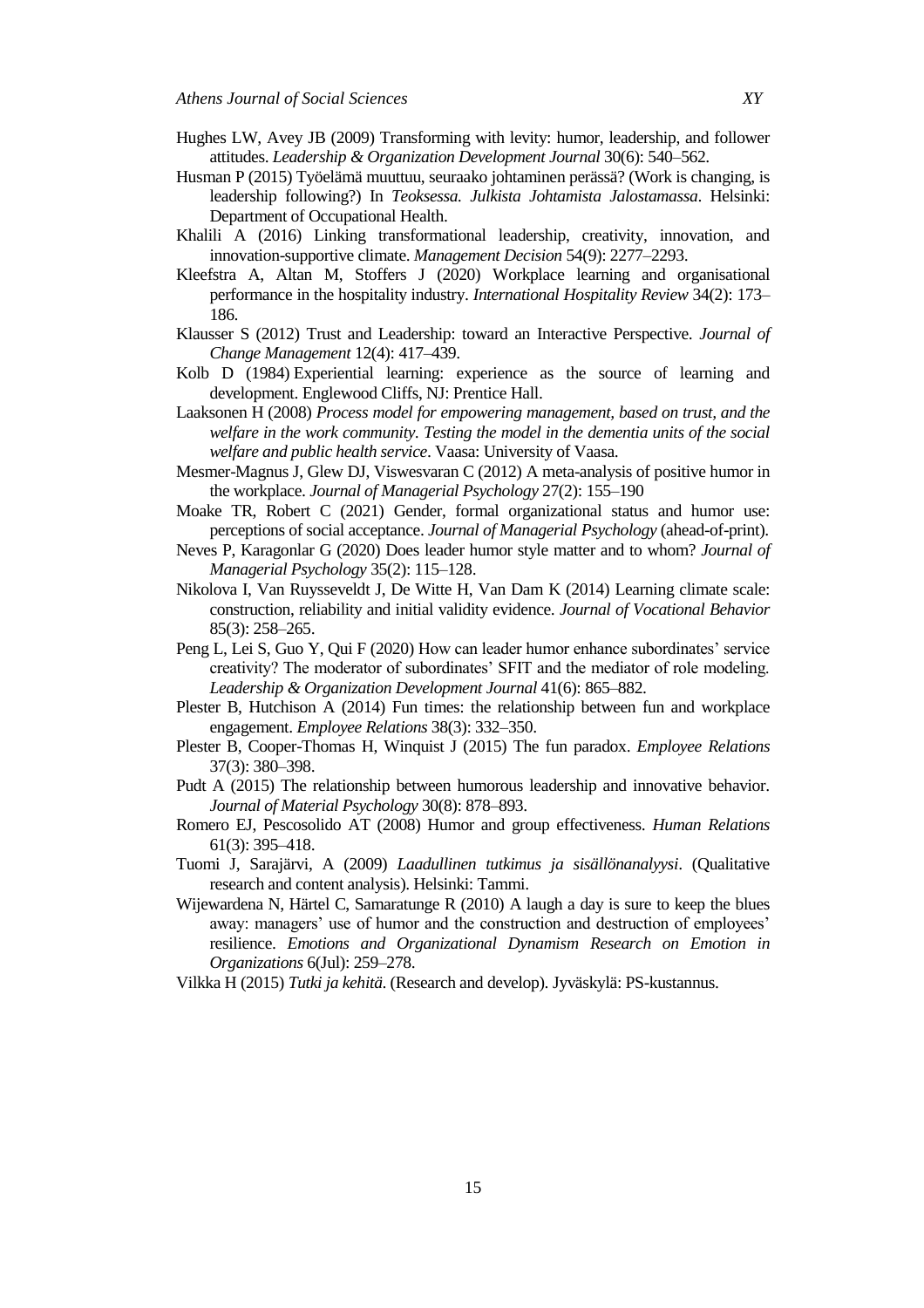Hughes LW, Avey JB (2009) Transforming with levity: humor, leadership, and follower attitudes. *Leadership & Organization Development Journal* 30(6): 540–562.

Husman P (2015) Työelämä muuttuu, seuraako johtaminen perässä? (Work is changing, is leadership following?) In *Teoksessa. Julkista Johtamista Jalostamassa*. Helsinki: Department of Occupational Health.

Khalili A (2016) Linking transformational leadership, creativity, innovation, and innovation-supportive climate. *Management Decision* 54(9): 2277–2293.

Kleefstra A, Altan M, Stoffers J (2020) Workplace learning and organisational performance in the hospitality industry. *International Hospitality Review* 34(2): 173–186.

Klausser S (2012) Trust and Leadership: toward an Interactive Perspective. *Journal of Change Management* 12(4): 417–439.

Kolb D (1984) Experiential learning: experience as the source of learning and development. Englewood Cliffs, NJ: Prentice Hall.

Laaksonen H (2008) *Process model for empowering management, based on trust, and the welfare in the work community. Testing the model in the dementia units of the social welfare and public health service*. Vaasa: University of Vaasa.

Mesmer-Magnus J, Glew DJ, Viswesvaran C (2012) A meta-analysis of positive humor in the workplace. *Journal of Managerial Psychology* 27(2): 155–190

Moake TR, Robert C (2021) Gender, formal organizational status and humor use: perceptions of social acceptance. *Journal of Managerial Psychology* (ahead-of-print).

Neves P, Karagonlar G (2020) Does leader humor style matter and to whom? *Journal of Managerial Psychology* 35(2): 115–128.

Nikolova I, Van Ruysseveldt J, De Witte H, Van Dam K (2014) Learning climate scale: construction, reliability and initial validity evidence. *Journal of Vocational Behavior* 85(3): 258–265.

Peng L, Lei S, Guo Y, Qui F (2020) How can leader humor enhance subordinates' service creativity? The moderator of subordinates' SFIT and the mediator of role modeling. *Leadership & Organization Development Journal* 41(6): 865–882.

Plester B, Hutchison A (2014) Fun times: the relationship between fun and workplace engagement. *Employee Relations* 38(3): 332–350.

Plester B, Cooper-Thomas H, Winquist J (2015) The fun paradox. *Employee Relations* 37(3): 380–398.

Pudt A (2015) The relationship between humorous leadership and innovative behavior. *Journal of Material Psychology* 30(8): 878–893.

Romero EJ, Pescosolido AT (2008) Humor and group effectiveness. *Human Relations* 61(3): 395–418.

Tuomi J, Sarajärvi, A (2009) *Laadullinen tutkimus ja sisällönanalyysi*. (Qualitative research and content analysis). Helsinki: Tammi.

Wijewardena N, Härtel C, Samaratunge R (2010) A laugh a day is sure to keep the blues away: managers' use of humor and the construction and destruction of employees' resilience. *Emotions and Organizational Dynamism Research on Emotion in Organizations* 6(Jul): 259–278.

Vilkka H (2015) *Tutki ja kehitä*. (Research and develop). Jyväskylä: PS-kustannus.